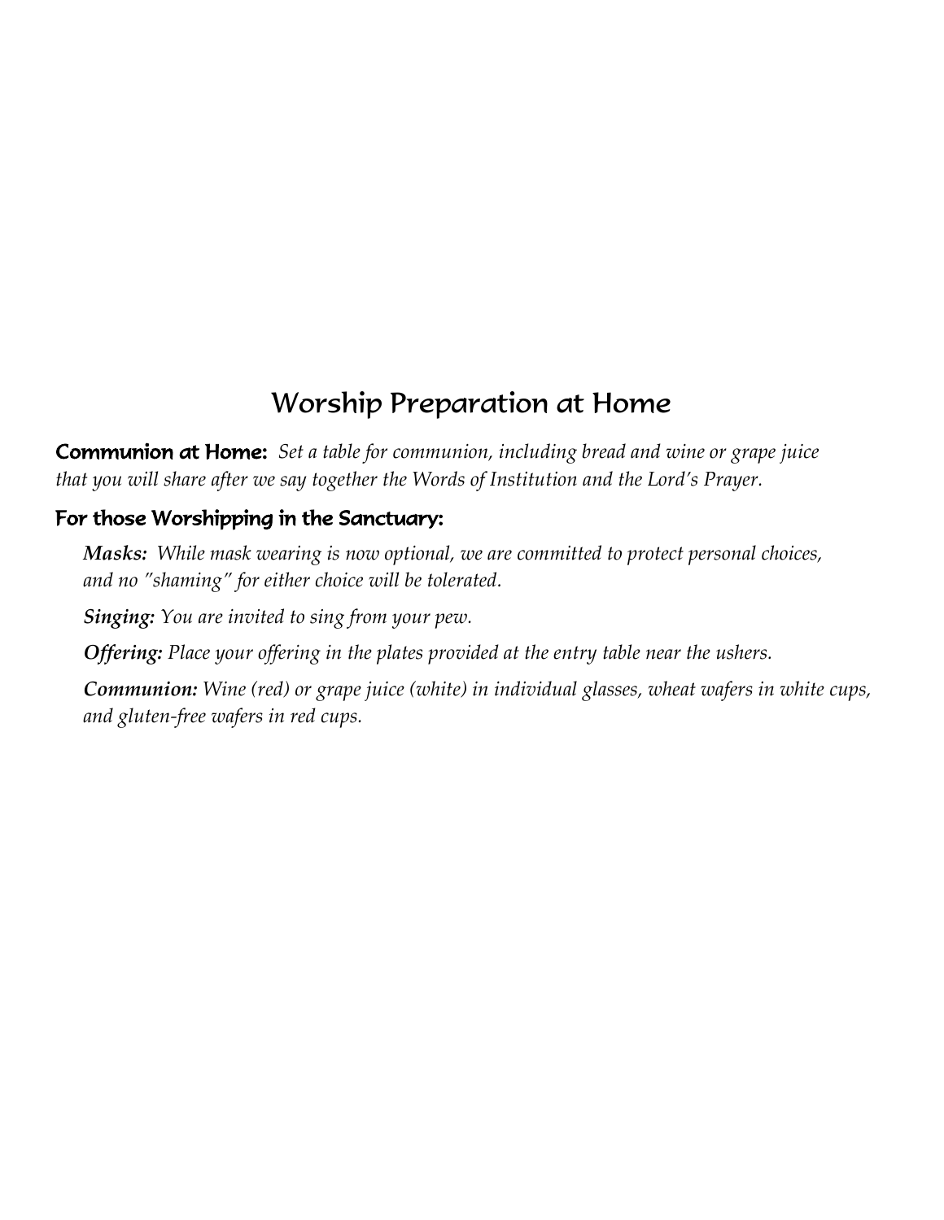## Worship Preparation at Home

**Communion at Home:** *Set a table for communion, including bread and wine or grape juice that you will share after we say together the Words of Institution and the Lord's Prayer.*

### For those Worshipping in the Sanctuary:

***Masks:*** *While mask wearing is now optional, we are committed to protect personal choices, and no "shaming" for either choice will be tolerated.*

***Singing:*** *You are invited to sing from your pew.*

***Offering:*** *Place your offering in the plates provided at the entry table near the ushers.*

***Communion:*** *Wine (red) or grape juice (white) in individual glasses, wheat wafers in white cups, and gluten-free wafers in red cups.*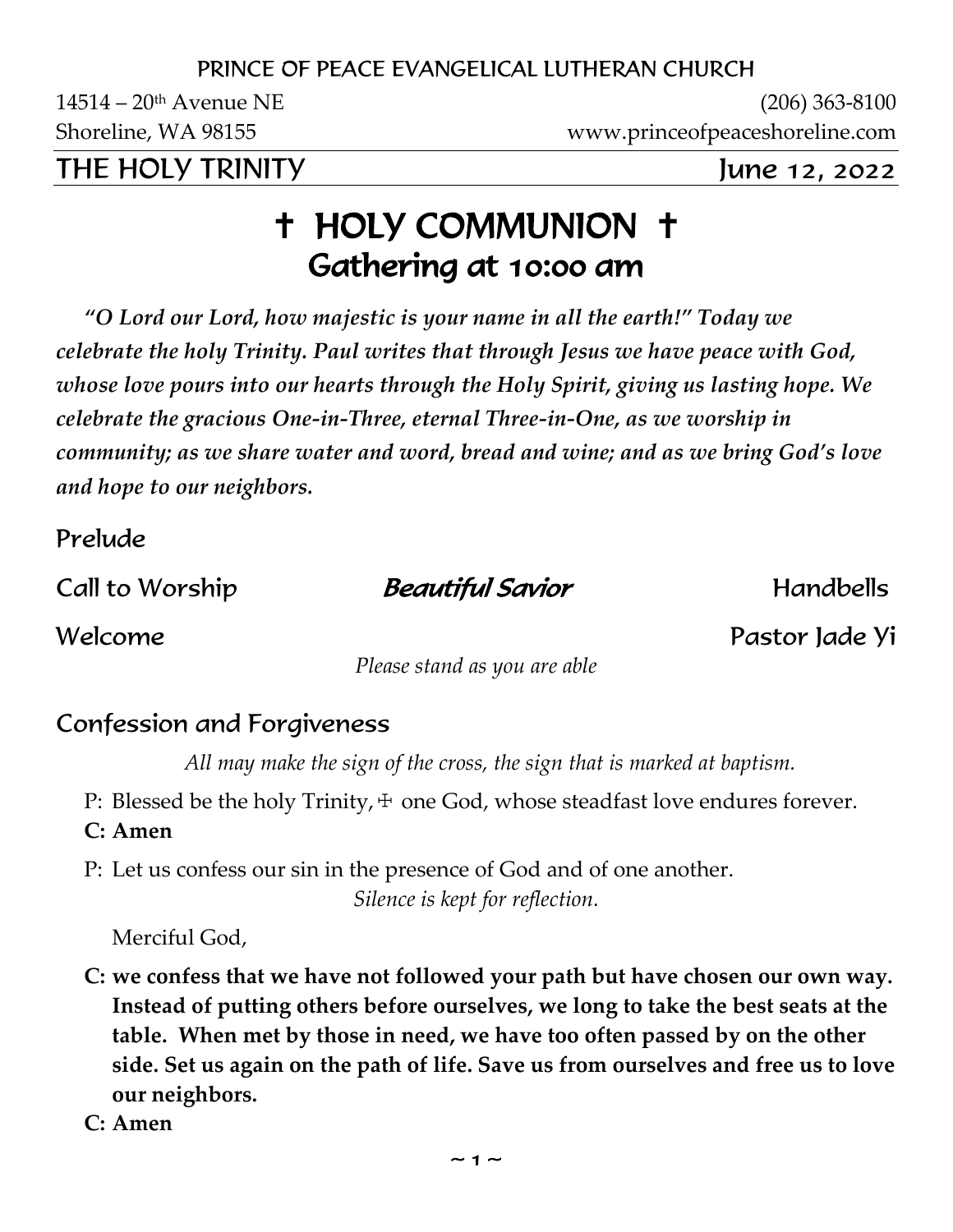PRINCE OF PEACE EVANGELICAL LUTHERAN CHURCH

14514 – 20th Avenue NE (206) 363-8100
Shoreline, WA 98155 www.princeofpeaceshoreline.com

**THE HOLY TRINITY** June 12, 2022

# † HOLY COMMUNION †
## Gathering at 10:00 am

***"O Lord our Lord, how majestic is your name in all the earth!" Today we celebrate the holy Trinity. Paul writes that through Jesus we have peace with God, whose love pours into our hearts through the Holy Spirit, giving us lasting hope. We celebrate the gracious One-in-Three, eternal Three-in-One, as we worship in community; as we share water and word, bread and wine; and as we bring God's love and hope to our neighbors.***

### Prelude

### Call to Worship *Beautiful Savior* Handbells

### Welcome Pastor Jade Yi

*Please stand as you are able*

### Confession and Forgiveness

*All may make the sign of the cross, the sign that is marked at baptism.*

P: Blessed be the holy Trinity, ☩ one God, whose steadfast love endures forever.

**C: Amen**

P: Let us confess our sin in the presence of God and of one another.

*Silence is kept for reflection.*

Merciful God,

**C: we confess that we have not followed your path but have chosen our own way. Instead of putting others before ourselves, we long to take the best seats at the table. When met by those in need, we have too often passed by on the other side. Set us again on the path of life. Save us from ourselves and free us to love our neighbors.**

**C: Amen**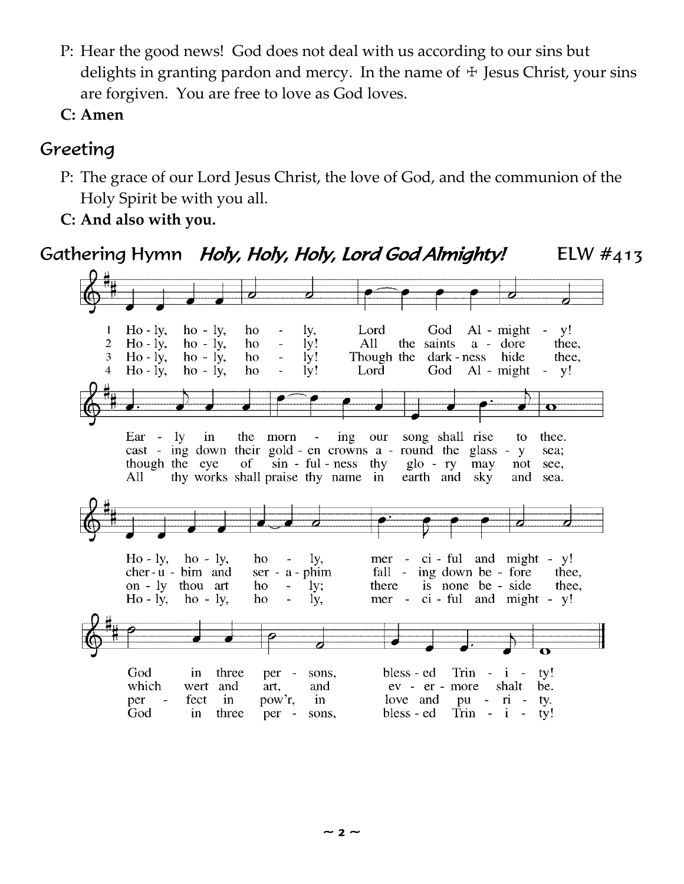P: Hear the good news! God does not deal with us according to our sins but delights in granting pardon and mercy. In the name of ☩ Jesus Christ, your sins are forgiven. You are free to love as God loves.

**C: Amen**

## Greeting

P: The grace of our Lord Jesus Christ, the love of God, and the communion of the Holy Spirit be with you all.

**C: And also with you.**

## Gathering Hymn *Holy, Holy, Holy, Lord God Almighty!* ELW #413

1 Holy, holy, holy, Lord God Almighty!
Early in the morning our song shall rise to thee.
Holy, holy, holy, merciful and mighty!
God in three persons, blessed Trinity!

2 Holy, holy, holy! All the saints adore thee,
casting down their golden crowns around the glassy sea;
cherubim and seraphim falling down before thee,
which wert and art, and evermore shalt be.

3 Holy, holy, holy! Though the darkness hide thee,
though the eye of sinfulness thy glory may not see,
only thou art holy; there is none beside thee,
perfect in pow'r, in love and purity.

4 Holy, holy, holy! Lord God Almighty!
All thy works shall praise thy name in earth and sky and sea.
Holy, holy, holy, merciful and mighty!
God in three persons, blessed Trinity!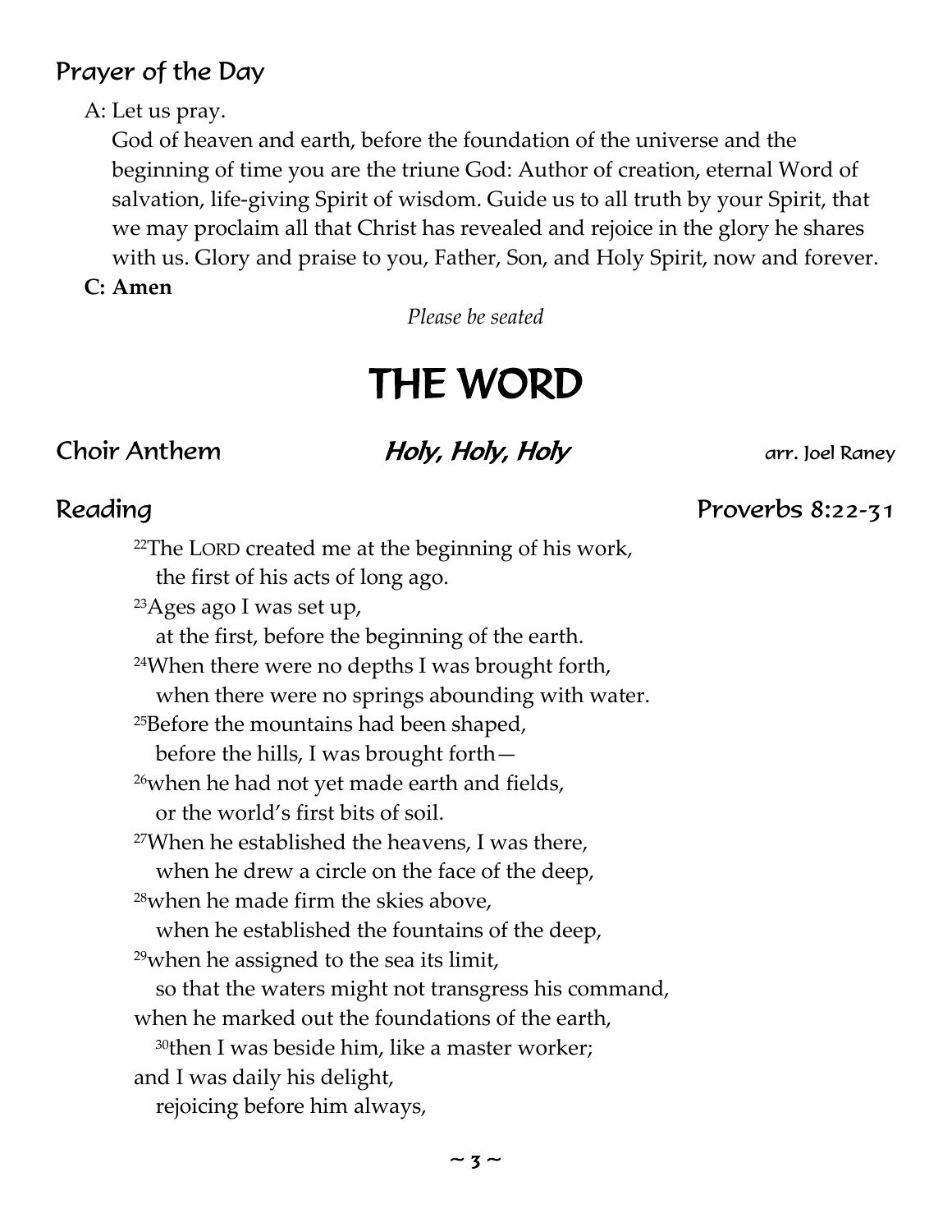## Prayer of the Day

A: Let us pray.

God of heaven and earth, before the foundation of the universe and the beginning of time you are the triune God: Author of creation, eternal Word of salvation, life-giving Spirit of wisdom. Guide us to all truth by your Spirit, that we may proclaim all that Christ has revealed and rejoice in the glory he shares with us. Glory and praise to you, Father, Son, and Holy Spirit, now and forever.

**C: Amen**

*Please be seated*

# THE WORD

## Choir Anthem — *Holy, Holy, Holy* — arr. Joel Raney

## Reading — Proverbs 8:22-31

[22]The LORD created me at the beginning of his work,
the first of his acts of long ago.
[23]Ages ago I was set up,
at the first, before the beginning of the earth.
[24]When there were no depths I was brought forth,
when there were no springs abounding with water.
[25]Before the mountains had been shaped,
before the hills, I was brought forth—
[26]when he had not yet made earth and fields,
or the world's first bits of soil.
[27]When he established the heavens, I was there,
when he drew a circle on the face of the deep,
[28]when he made firm the skies above,
when he established the fountains of the deep,
[29]when he assigned to the sea its limit,
so that the waters might not transgress his command,
when he marked out the foundations of the earth,
[30]then I was beside him, like a master worker;
and I was daily his delight,
rejoicing before him always,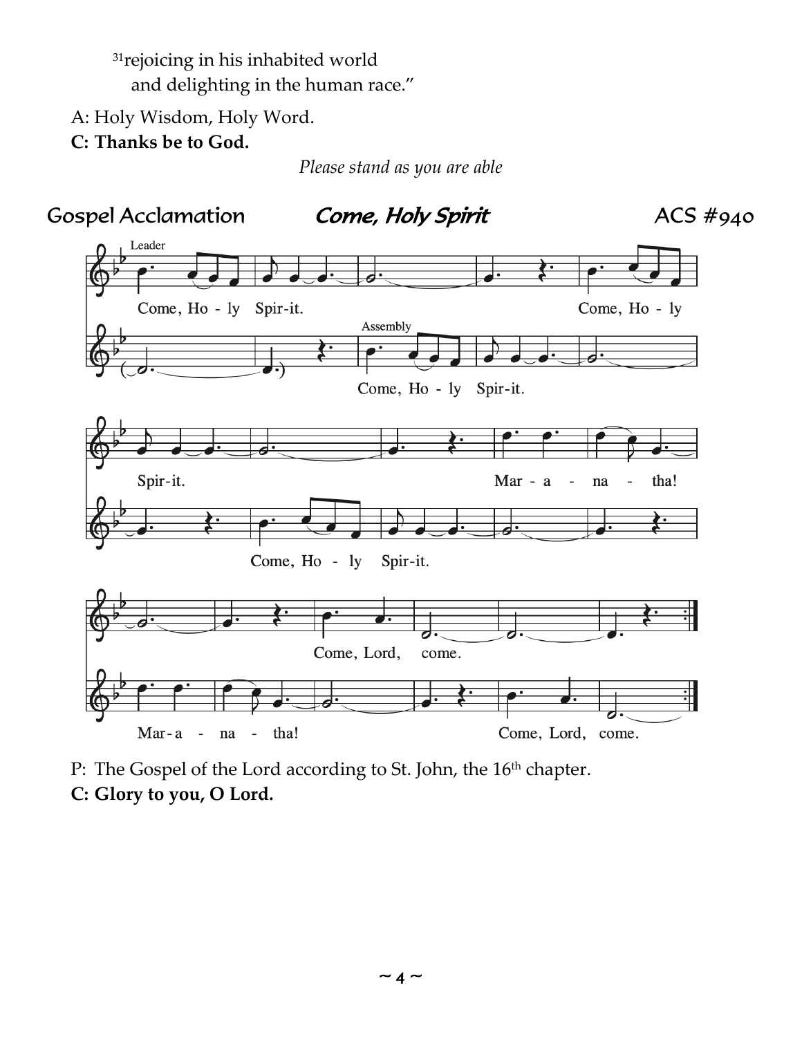[31]rejoicing in his inhabited world
and delighting in the human race."

A: Holy Wisdom, Holy Word.

**C: Thanks be to God.**

*Please stand as you are able*

## Gospel Acclamation *Come, Holy Spirit* ACS #940

Leader: Come, Holy Spirit. Come, Holy Spirit. Maranatha! Come, Lord, come.

Assembly: Come, Holy Spirit. Come, Holy Spirit. Maranatha! Come, Lord, come.

P: The Gospel of the Lord according to St. John, the 16th chapter.

**C: Glory to you, O Lord.**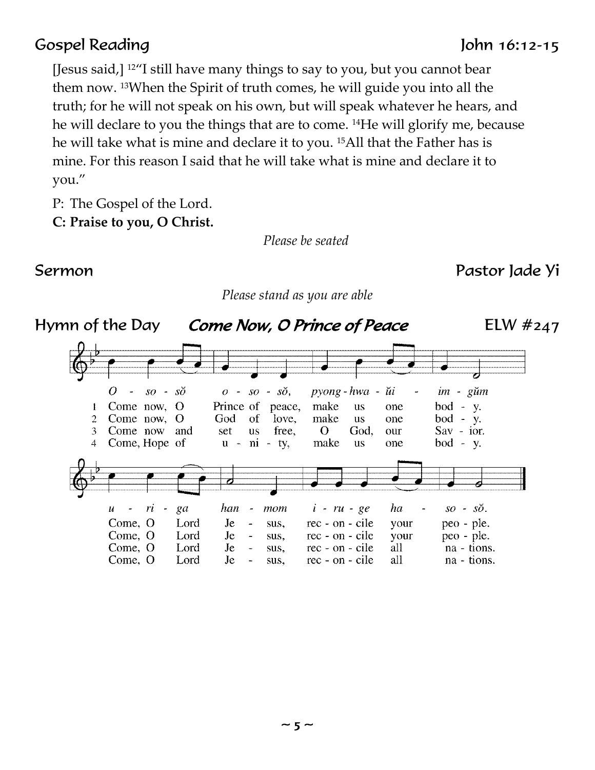## Gospel Reading — John 16:12-15

[Jesus said,] [12]"I still have many things to say to you, but you cannot bear them now. [13]When the Spirit of truth comes, he will guide you into all the truth; for he will not speak on his own, but will speak whatever he hears, and he will declare to you the things that are to come. [14]He will glorify me, because he will take what is mine and declare it to you. [15]All that the Father has is mine. For this reason I said that he will take what is mine and declare it to you."

P: The Gospel of the Lord.
**C: Praise to you, O Christ.**

*Please be seated*

## Sermon — Pastor Jade Yi

*Please stand as you are able*

## Hymn of the Day — *Come Now, O Prince of Peace* — ELW #247

*O - so - sŏ o - so - sŏ, pyong - hwa - ŭi - im - gŭm*

1 Come now, O Prince of peace, make us one bod - y.
2 Come now, O God of love, make us one bod - y.
3 Come now and set us free, O God, our Sav - ior.
4 Come, Hope of u - ni - ty, make us one bod - y.

*u - ri - ga han - mom i - ru - ge ha - so - sŏ.*

Come, O Lord Je - sus, rec - on - cile your peo - ple.
Come, O Lord Je - sus, rec - on - cile your peo - ple.
Come, O Lord Je - sus, rec - on - cile all na - tions.
Come, O Lord Je - sus, rec - on - cile all na - tions.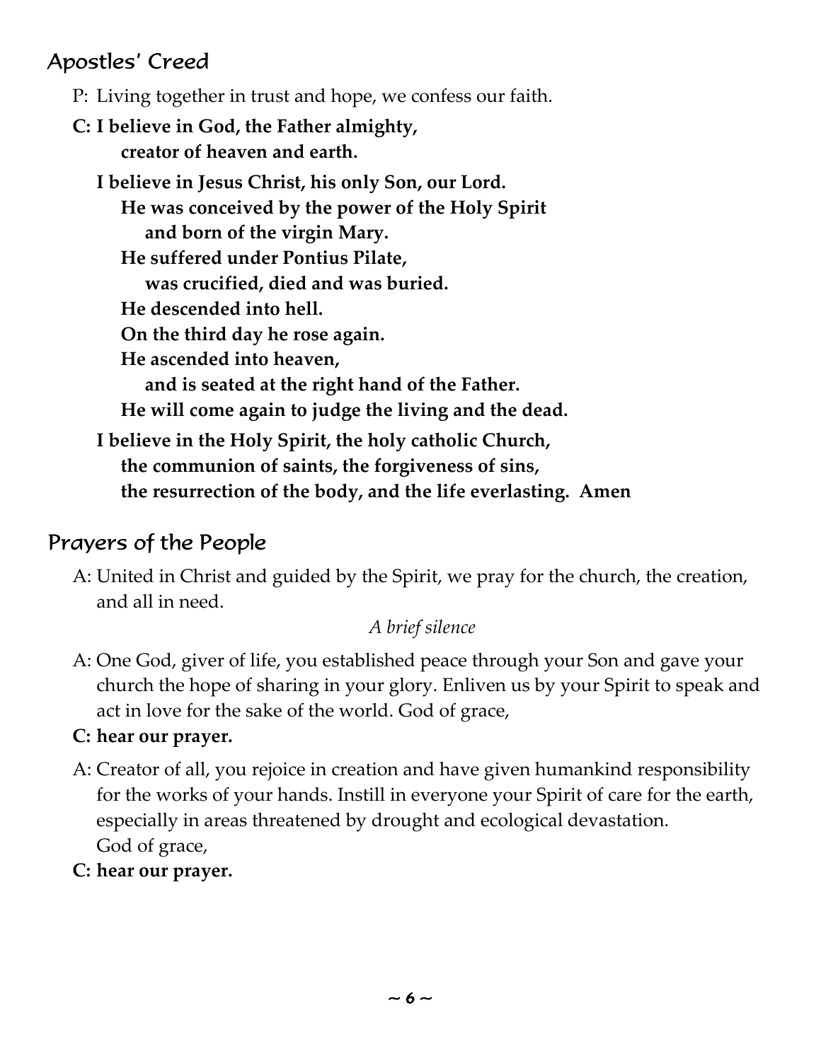## Apostles' Creed

P: Living together in trust and hope, we confess our faith.

**C: I believe in God, the Father almighty,**
**creator of heaven and earth.**

**I believe in Jesus Christ, his only Son, our Lord.**
**He was conceived by the power of the Holy Spirit**
**and born of the virgin Mary.**
**He suffered under Pontius Pilate,**
**was crucified, died and was buried.**
**He descended into hell.**
**On the third day he rose again.**
**He ascended into heaven,**
**and is seated at the right hand of the Father.**
**He will come again to judge the living and the dead.**

**I believe in the Holy Spirit, the holy catholic Church,**
**the communion of saints, the forgiveness of sins,**
**the resurrection of the body, and the life everlasting. Amen**

## Prayers of the People

A: United in Christ and guided by the Spirit, we pray for the church, the creation, and all in need.

*A brief silence*

A: One God, giver of life, you established peace through your Son and gave your church the hope of sharing in your glory. Enliven us by your Spirit to speak and act in love for the sake of the world. God of grace,

**C: hear our prayer.**

A: Creator of all, you rejoice in creation and have given humankind responsibility for the works of your hands. Instill in everyone your Spirit of care for the earth, especially in areas threatened by drought and ecological devastation. God of grace,

**C: hear our prayer.**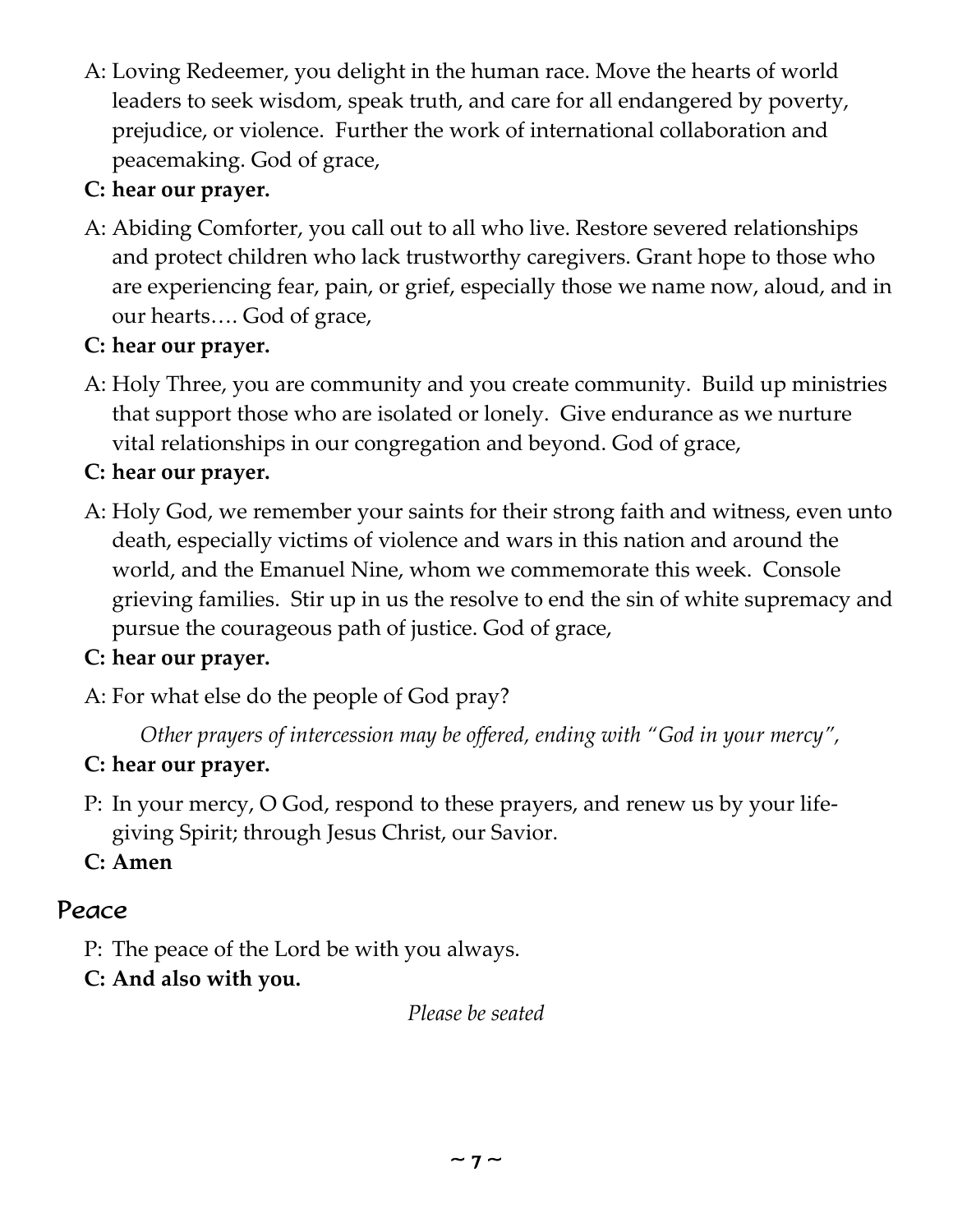A: Loving Redeemer, you delight in the human race. Move the hearts of world leaders to seek wisdom, speak truth, and care for all endangered by poverty, prejudice, or violence. Further the work of international collaboration and peacemaking. God of grace,

**C: hear our prayer.**

A: Abiding Comforter, you call out to all who live. Restore severed relationships and protect children who lack trustworthy caregivers. Grant hope to those who are experiencing fear, pain, or grief, especially those we name now, aloud, and in our hearts…. God of grace,

**C: hear our prayer.**

A: Holy Three, you are community and you create community. Build up ministries that support those who are isolated or lonely. Give endurance as we nurture vital relationships in our congregation and beyond. God of grace,

**C: hear our prayer.**

A: Holy God, we remember your saints for their strong faith and witness, even unto death, especially victims of violence and wars in this nation and around the world, and the Emanuel Nine, whom we commemorate this week. Console grieving families. Stir up in us the resolve to end the sin of white supremacy and pursue the courageous path of justice. God of grace,

**C: hear our prayer.**

A: For what else do the people of God pray?

*Other prayers of intercession may be offered, ending with "God in your mercy",*

**C: hear our prayer.**

P: In your mercy, O God, respond to these prayers, and renew us by your life-giving Spirit; through Jesus Christ, our Savior.

**C: Amen**

## Peace

P: The peace of the Lord be with you always.

**C: And also with you.**

*Please be seated*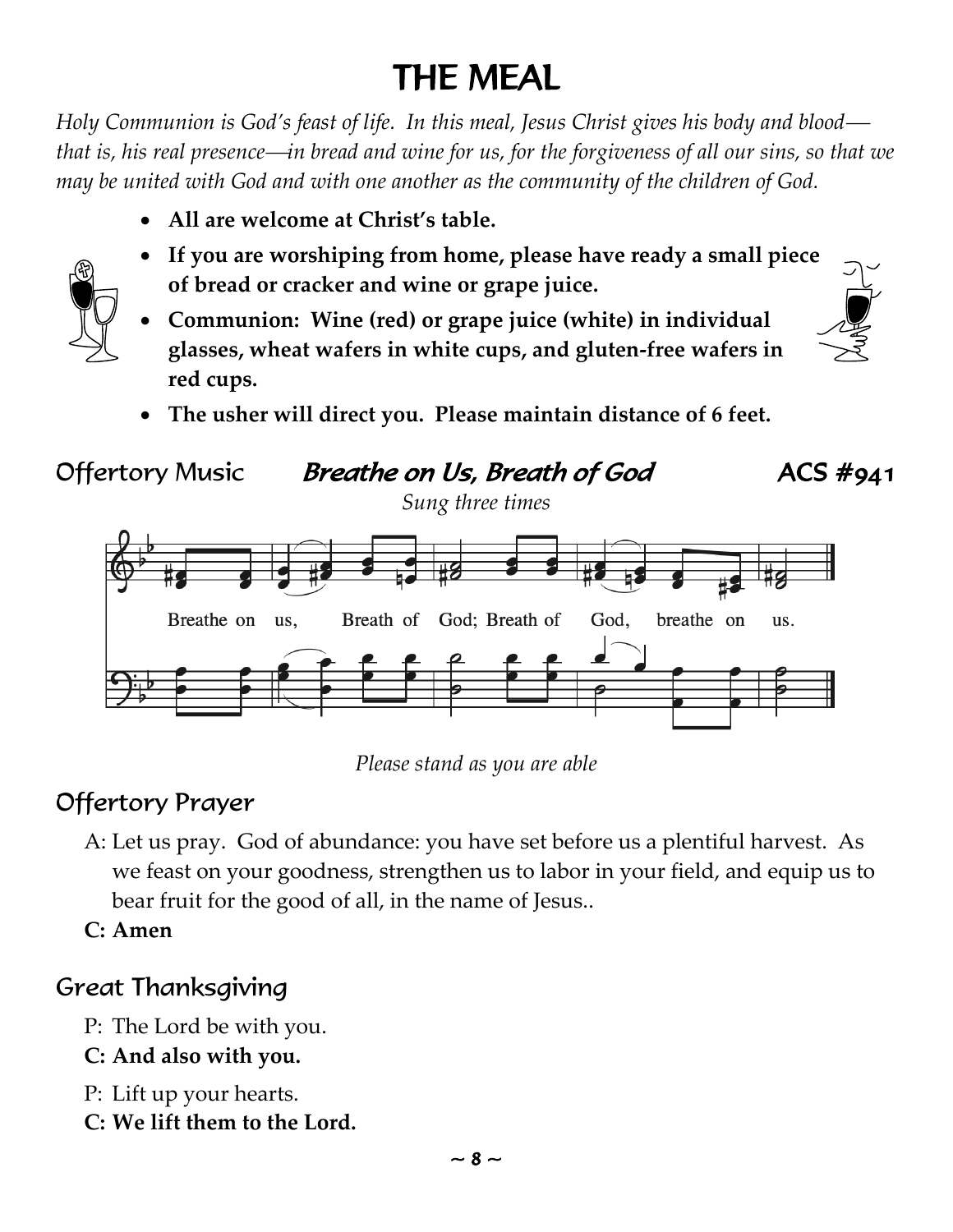# THE MEAL

*Holy Communion is God's feast of life. In this meal, Jesus Christ gives his body and blood—that is, his real presence—in bread and wine for us, for the forgiveness of all our sins, so that we may be united with God and with one another as the community of the children of God.*

- **All are welcome at Christ's table.**
- **If you are worshiping from home, please have ready a small piece of bread or cracker and wine or grape juice.**
- **Communion: Wine (red) or grape juice (white) in individual glasses, wheat wafers in white cups, and gluten-free wafers in red cups.**
- **The usher will direct you. Please maintain distance of 6 feet.**

## Offertory Music *Breathe on Us, Breath of God* ACS #941

*Sung three times*

Breathe on us, Breath of God; Breath of God, breathe on us.

*Please stand as you are able*

## Offertory Prayer

A: Let us pray. God of abundance: you have set before us a plentiful harvest. As we feast on your goodness, strengthen us to labor in your field, and equip us to bear fruit for the good of all, in the name of Jesus..

**C: Amen**

## Great Thanksgiving

P: The Lord be with you.

**C: And also with you.**

P: Lift up your hearts.

**C: We lift them to the Lord.**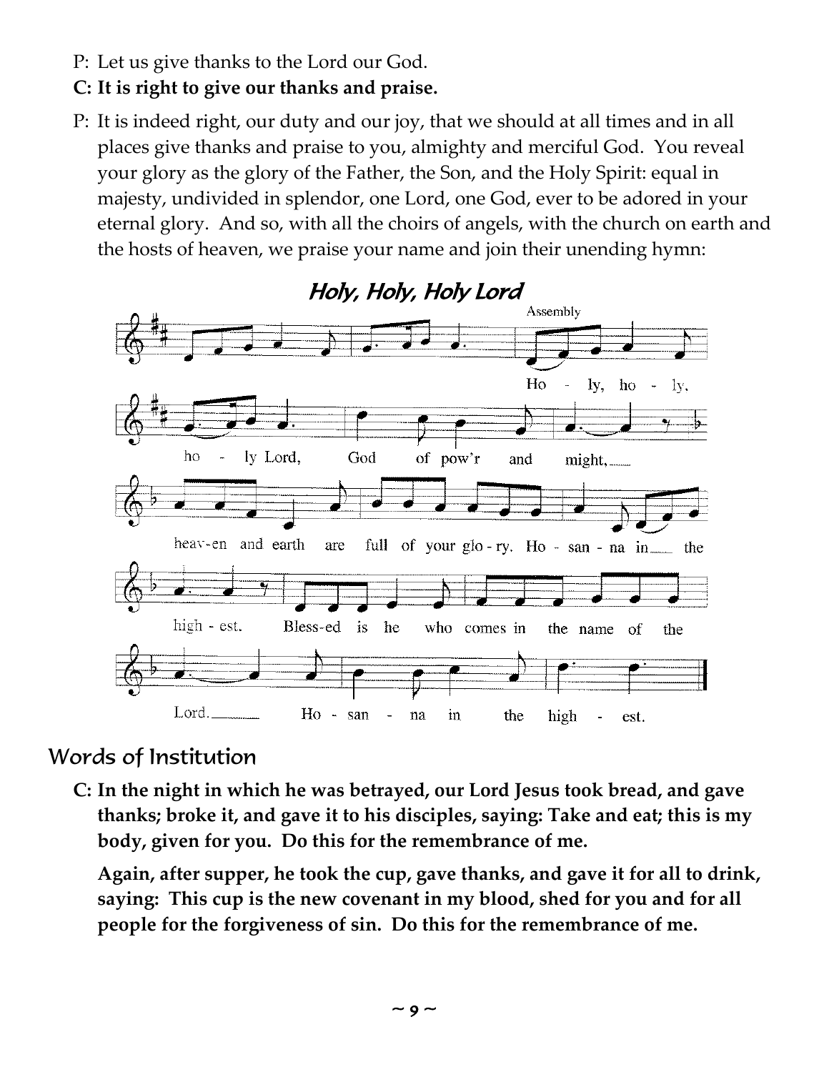P: Let us give thanks to the Lord our God.

**C: It is right to give our thanks and praise.**

P: It is indeed right, our duty and our joy, that we should at all times and in all places give thanks and praise to you, almighty and merciful God. You reveal your glory as the glory of the Father, the Son, and the Holy Spirit: equal in majesty, undivided in splendor, one Lord, one God, ever to be adored in your eternal glory. And so, with all the choirs of angels, with the church on earth and the hosts of heaven, we praise your name and join their unending hymn:

## *Holy, Holy, Holy Lord*

Assembly

Holy, holy, holy Lord, God of pow'r and might, heaven and earth are full of your glory. Hosanna in the highest. Blessed is he who comes in the name of the Lord. Hosanna in the highest.

## Words of Institution

**C: In the night in which he was betrayed, our Lord Jesus took bread, and gave thanks; broke it, and gave it to his disciples, saying: Take and eat; this is my body, given for you. Do this for the remembrance of me.**

**Again, after supper, he took the cup, gave thanks, and gave it for all to drink, saying: This cup is the new covenant in my blood, shed for you and for all people for the forgiveness of sin. Do this for the remembrance of me.**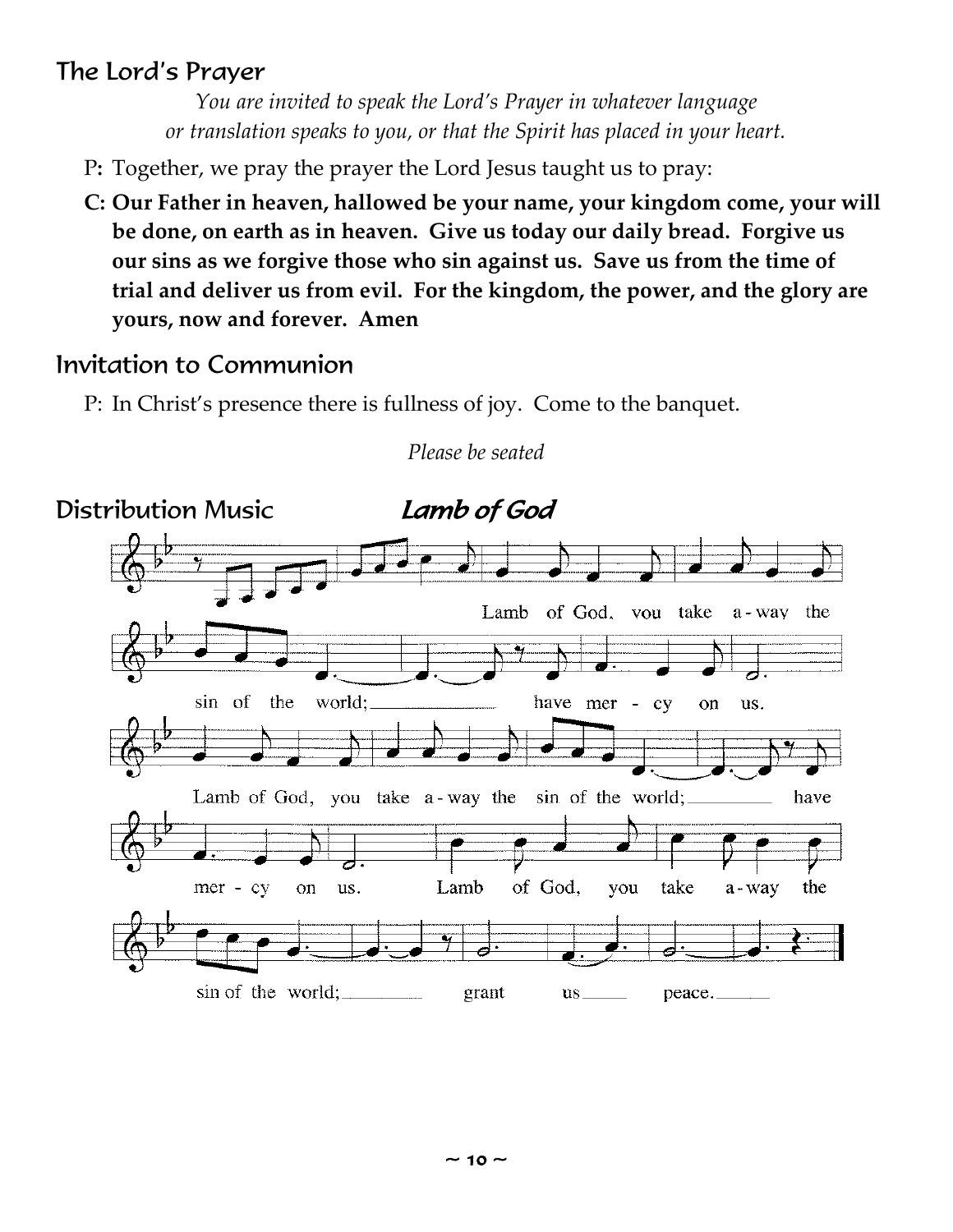## The Lord's Prayer

*You are invited to speak the Lord's Prayer in whatever language or translation speaks to you, or that the Spirit has placed in your heart.*

P: Together, we pray the prayer the Lord Jesus taught us to pray:

**C: Our Father in heaven, hallowed be your name, your kingdom come, your will be done, on earth as in heaven. Give us today our daily bread. Forgive us our sins as we forgive those who sin against us. Save us from the time of trial and deliver us from evil. For the kingdom, the power, and the glory are yours, now and forever. Amen**

## Invitation to Communion

P: In Christ's presence there is fullness of joy. Come to the banquet.

*Please be seated*

## Distribution Music *Lamb of God*

Lamb of God, you take a-way the sin of the world; have mer - cy on us.
Lamb of God, you take a-way the sin of the world; have mer - cy on us.
Lamb of God, you take a-way the sin of the world; grant us peace.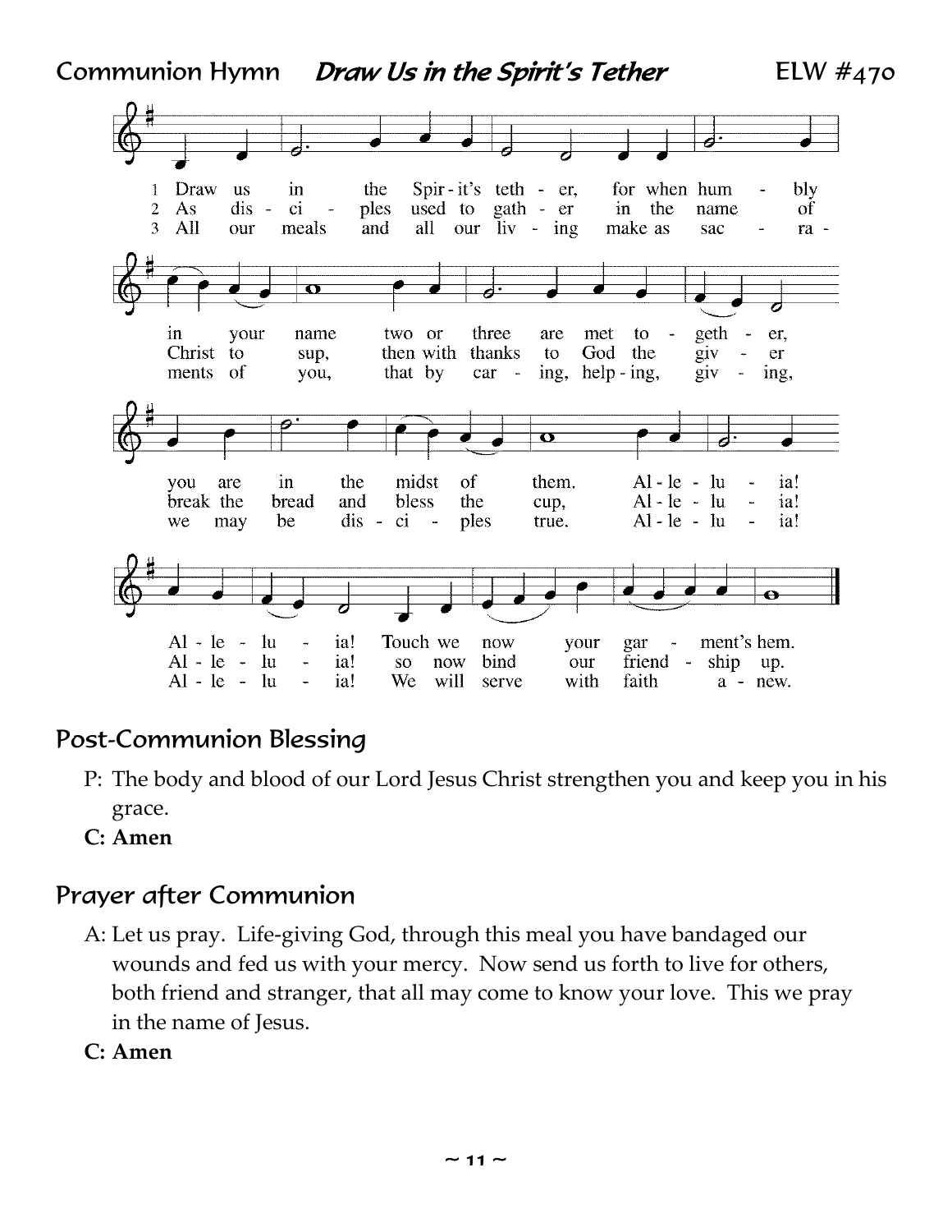## Communion Hymn *Draw Us in the Spirit's Tether* ELW #470

1 Draw us in the Spirit's tether, for when humbly in your name two or three are met together, you are in the midst of them. Alleluia! Alleluia! Touch we now your garment's hem.

2 As disciples used to gather in the name of Christ to sup, then with thanks to God the giver break the bread and bless the cup, Alleluia! Alleluia! so now bind our friendship up.

3 All our meals and all our living make as sacraments of you, that by caring, helping, giving, we may be disciples true. Alleluia! Alleluia! We will serve with faith anew.

## Post-Communion Blessing

P: The body and blood of our Lord Jesus Christ strengthen you and keep you in his grace.

**C: Amen**

## Prayer after Communion

A: Let us pray. Life-giving God, through this meal you have bandaged our wounds and fed us with your mercy. Now send us forth to live for others, both friend and stranger, that all may come to know your love. This we pray in the name of Jesus.

**C: Amen**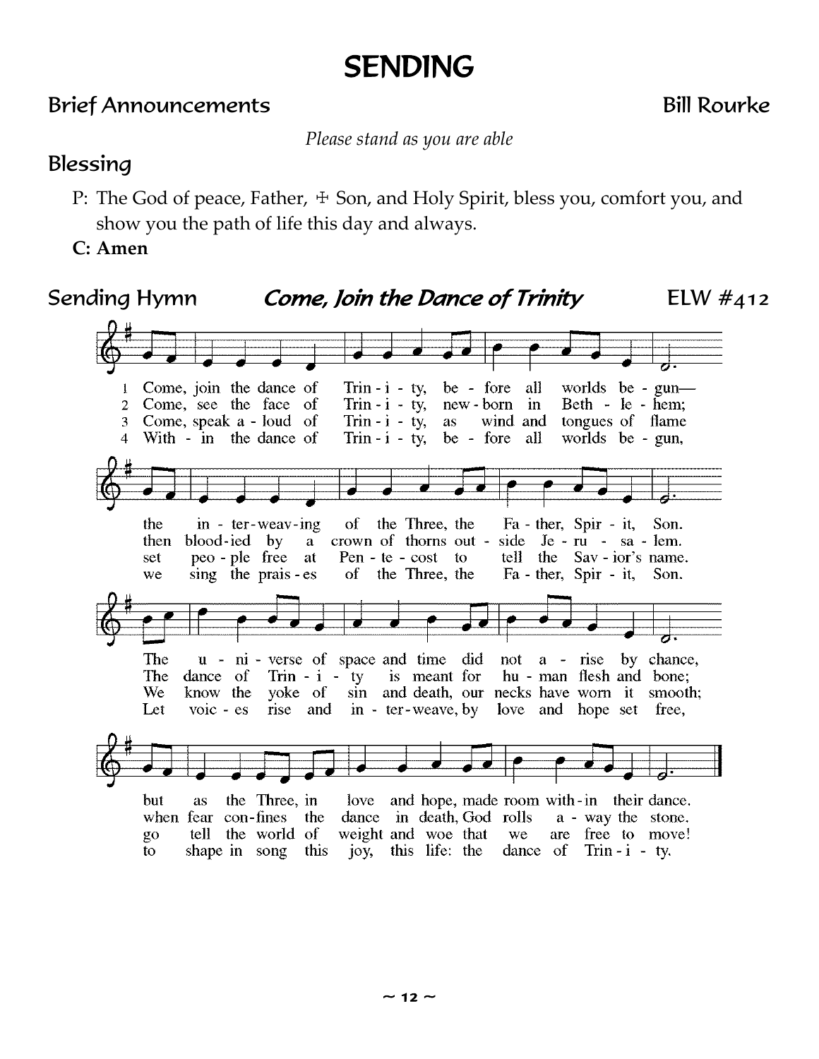# SENDING

## Brief Announcements — Bill Rourke

*Please stand as you are able*

## Blessing

P: The God of peace, Father, ☩ Son, and Holy Spirit, bless you, comfort you, and show you the path of life this day and always.

**C: Amen**

## Sending Hymn — ***Come, Join the Dance of Trinity*** — ELW #412

1 Come, join the dance of Trinity, before all worlds begun—
the interweaving of the Three, the Father, Spirit, Son.
The universe of space and time did not arise by chance,
but as the Three, in love and hope, made room within their dance.

2 Come, see the face of Trinity, newborn in Bethlehem;
then bloodied by a crown of thorns outside Jerusalem.
The dance of Trinity is meant for human flesh and bone;
when fear confines the dance in death, God rolls away the stone.

3 Come, speak aloud of Trinity, as wind and tongues of flame
set people free at Pentecost to tell the Savior's name.
We know the yoke of sin and death, our necks have worn it smooth;
go tell the world of weight and woe that we are free to move!

4 Within the dance of Trinity, before all worlds begun,
we sing the praises of the Three, the Father, Spirit, Son.
Let voices rise and interweave, by love and hope set free,
to shape in song this joy, this life: the dance of Trinity.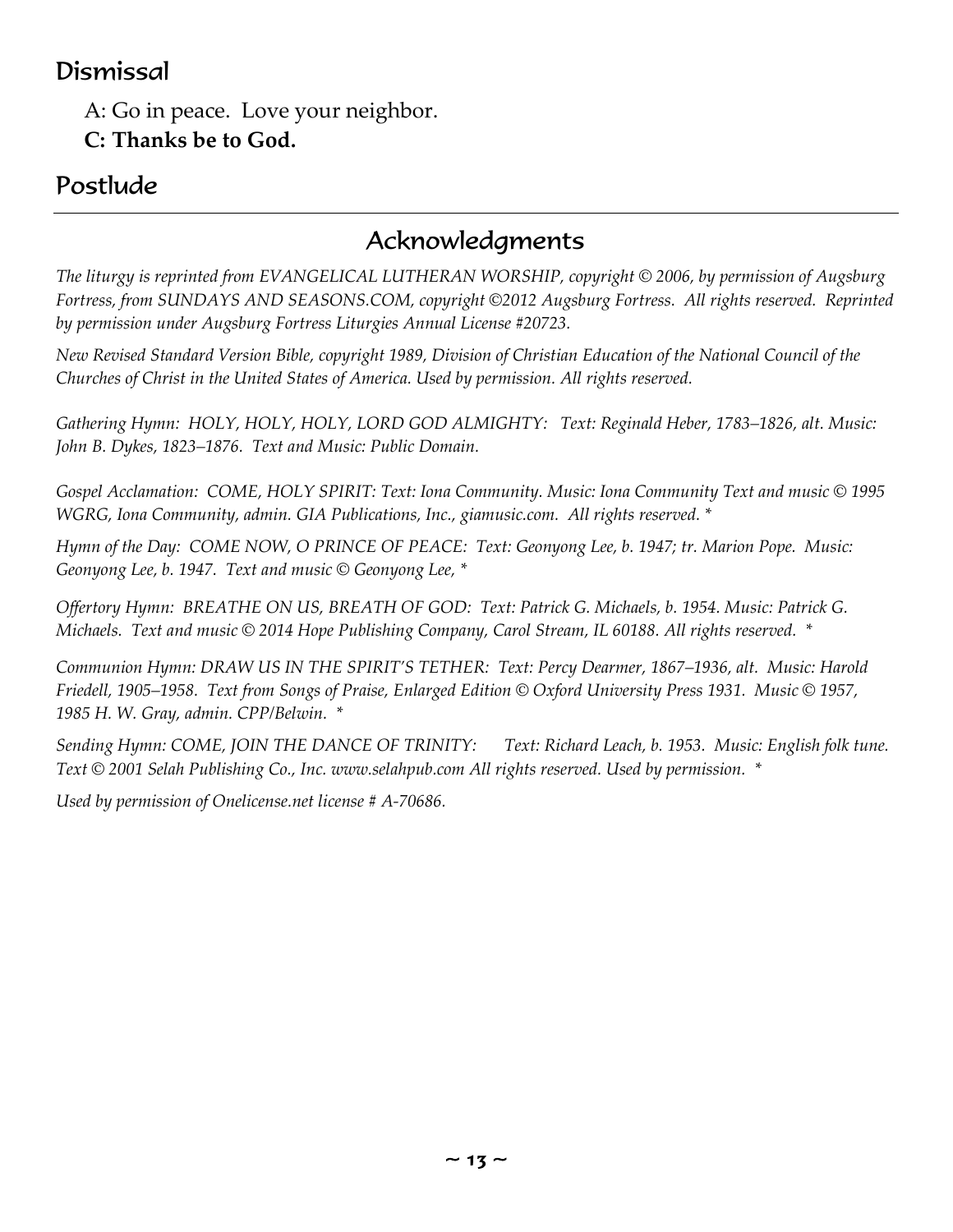## Dismissal

A: Go in peace. Love your neighbor.
**C: Thanks be to God.**

## Postlude

---

## Acknowledgments

*The liturgy is reprinted from EVANGELICAL LUTHERAN WORSHIP, copyright © 2006, by permission of Augsburg Fortress, from SUNDAYS AND SEASONS.COM, copyright ©2012 Augsburg Fortress. All rights reserved. Reprinted by permission under Augsburg Fortress Liturgies Annual License #20723.*

*New Revised Standard Version Bible, copyright 1989, Division of Christian Education of the National Council of the Churches of Christ in the United States of America. Used by permission. All rights reserved.*

*Gathering Hymn: HOLY, HOLY, HOLY, LORD GOD ALMIGHTY: Text: Reginald Heber, 1783–1826, alt. Music: John B. Dykes, 1823–1876. Text and Music: Public Domain.*

*Gospel Acclamation: COME, HOLY SPIRIT: Text: Iona Community. Music: Iona Community Text and music © 1995 WGRG, Iona Community, admin. GIA Publications, Inc., giamusic.com. All rights reserved. **

*Hymn of the Day: COME NOW, O PRINCE OF PEACE: Text: Geonyong Lee, b. 1947; tr. Marion Pope. Music: Geonyong Lee, b. 1947. Text and music © Geonyong Lee, **

*Offertory Hymn: BREATHE ON US, BREATH OF GOD: Text: Patrick G. Michaels, b. 1954. Music: Patrick G. Michaels. Text and music © 2014 Hope Publishing Company, Carol Stream, IL 60188. All rights reserved. **

*Communion Hymn: DRAW US IN THE SPIRIT'S TETHER: Text: Percy Dearmer, 1867–1936, alt. Music: Harold Friedell, 1905–1958. Text from Songs of Praise, Enlarged Edition © Oxford University Press 1931. Music © 1957, 1985 H. W. Gray, admin. CPP/Belwin. **

*Sending Hymn: COME, JOIN THE DANCE OF TRINITY: Text: Richard Leach, b. 1953. Music: English folk tune. Text © 2001 Selah Publishing Co., Inc. www.selahpub.com All rights reserved. Used by permission. **

*Used by permission of Onelicense.net license # A-70686.*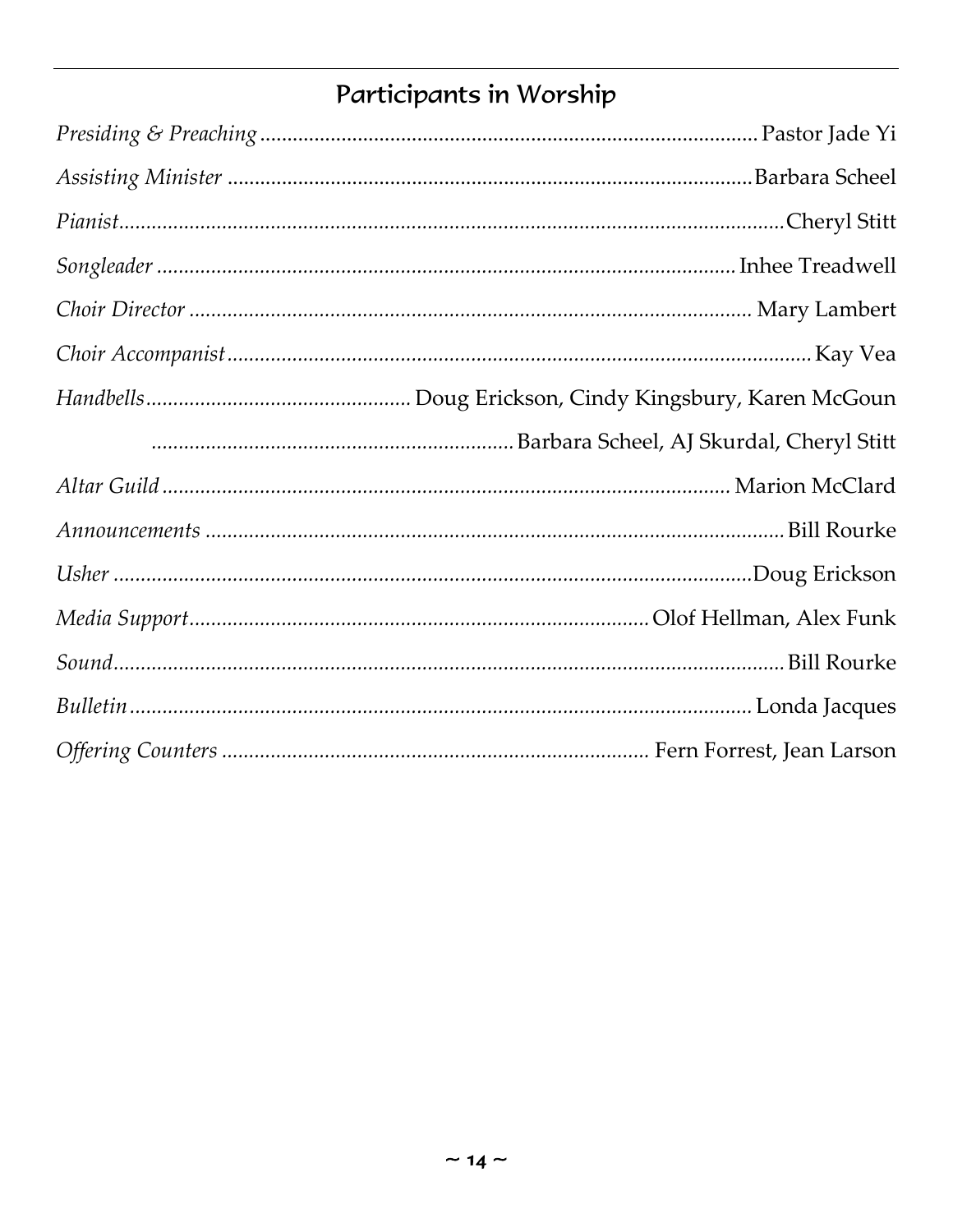## Participants in Worship

*Presiding & Preaching* ........ Pastor Jade Yi

*Assisting Minister* ........ Barbara Scheel

*Pianist* ........ Cheryl Stitt

*Songleader* ........ Inhee Treadwell

*Choir Director* ........ Mary Lambert

*Choir Accompanist* ........ Kay Vea

*Handbells* ........ Doug Erickson, Cindy Kingsbury, Karen McGoun
........ Barbara Scheel, AJ Skurdal, Cheryl Stitt

*Altar Guild* ........ Marion McClard

*Announcements* ........ Bill Rourke

*Usher* ........ Doug Erickson

*Media Support* ........ Olof Hellman, Alex Funk

*Sound* ........ Bill Rourke

*Bulletin* ........ Londa Jacques

*Offering Counters* ........ Fern Forrest, Jean Larson